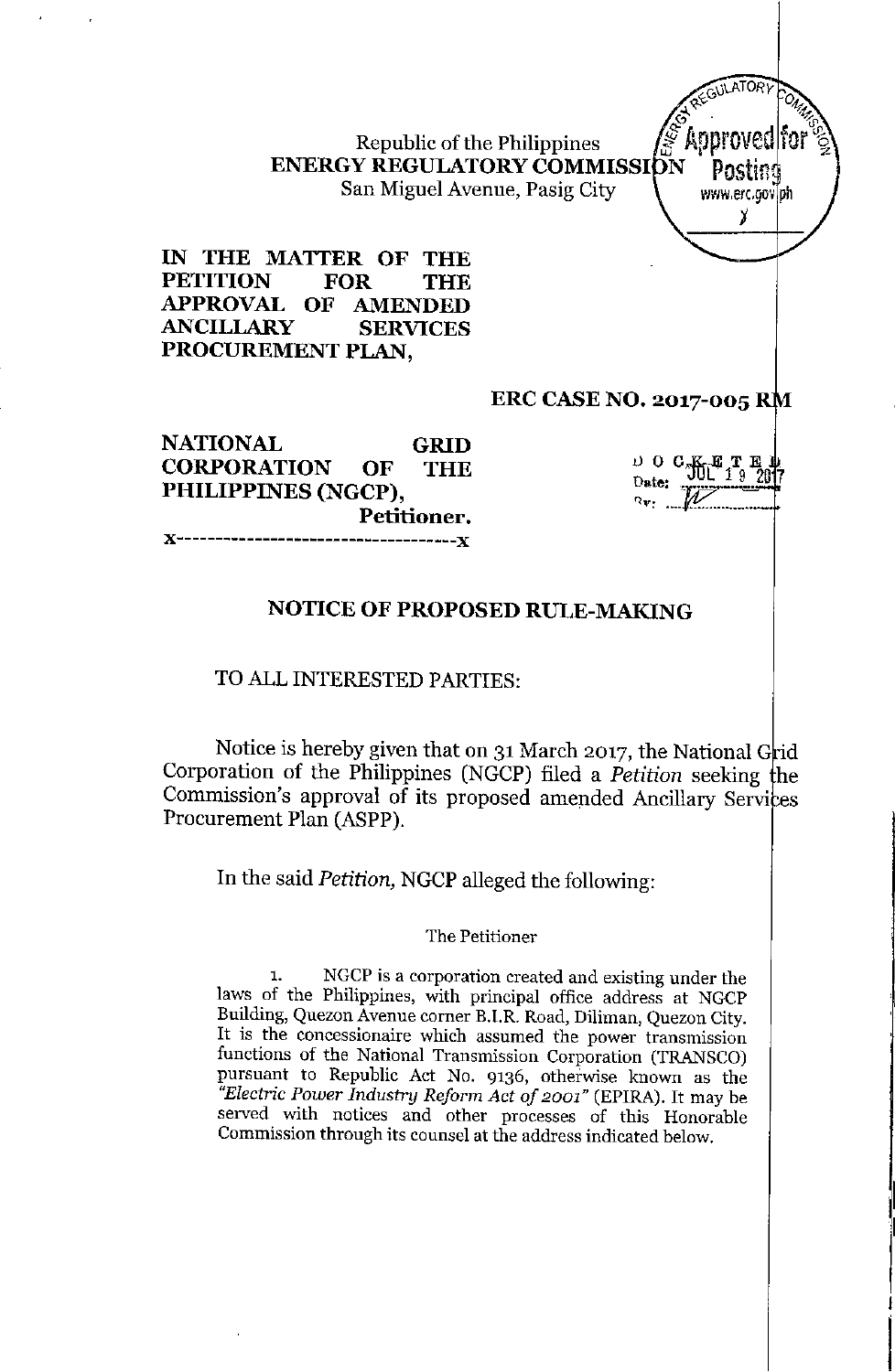Republic of the Philippines
**ENERGY REGULATORY COMMISSION**
San Miguel Avenue, Pasig City

**IN THE MATTER OF THE PETITION FOR THE APPROVAL OF AMENDED ANCILLARY SERVICES PROCUREMENT PLAN,**

**ERC CASE NO. 2017-005 RM**

**NATIONAL GRID CORPORATION OF THE PHILIPPINES (NGCP),**
**Petitioner.**
x-----------------------------------x

DOCKETED
Date: JUL 19 2017

## NOTICE OF PROPOSED RULE-MAKING

TO ALL INTERESTED PARTIES:

Notice is hereby given that on 31 March 2017, the National Grid Corporation of the Philippines (NGCP) filed a *Petition* seeking the Commission's approval of its proposed amended Ancillary Services Procurement Plan (ASPP).

In the said *Petition*, NGCP alleged the following:

The Petitioner

1. NGCP is a corporation created and existing under the laws of the Philippines, with principal office address at NGCP Building, Quezon Avenue corner B.I.R. Road, Diliman, Quezon City. It is the concessionaire which assumed the power transmission functions of the National Transmission Corporation (TRANSCO) pursuant to Republic Act No. 9136, otherwise known as the *"Electric Power Industry Reform Act of 2001"* (EPIRA). It may be served with notices and other processes of this Honorable Commission through its counsel at the address indicated below.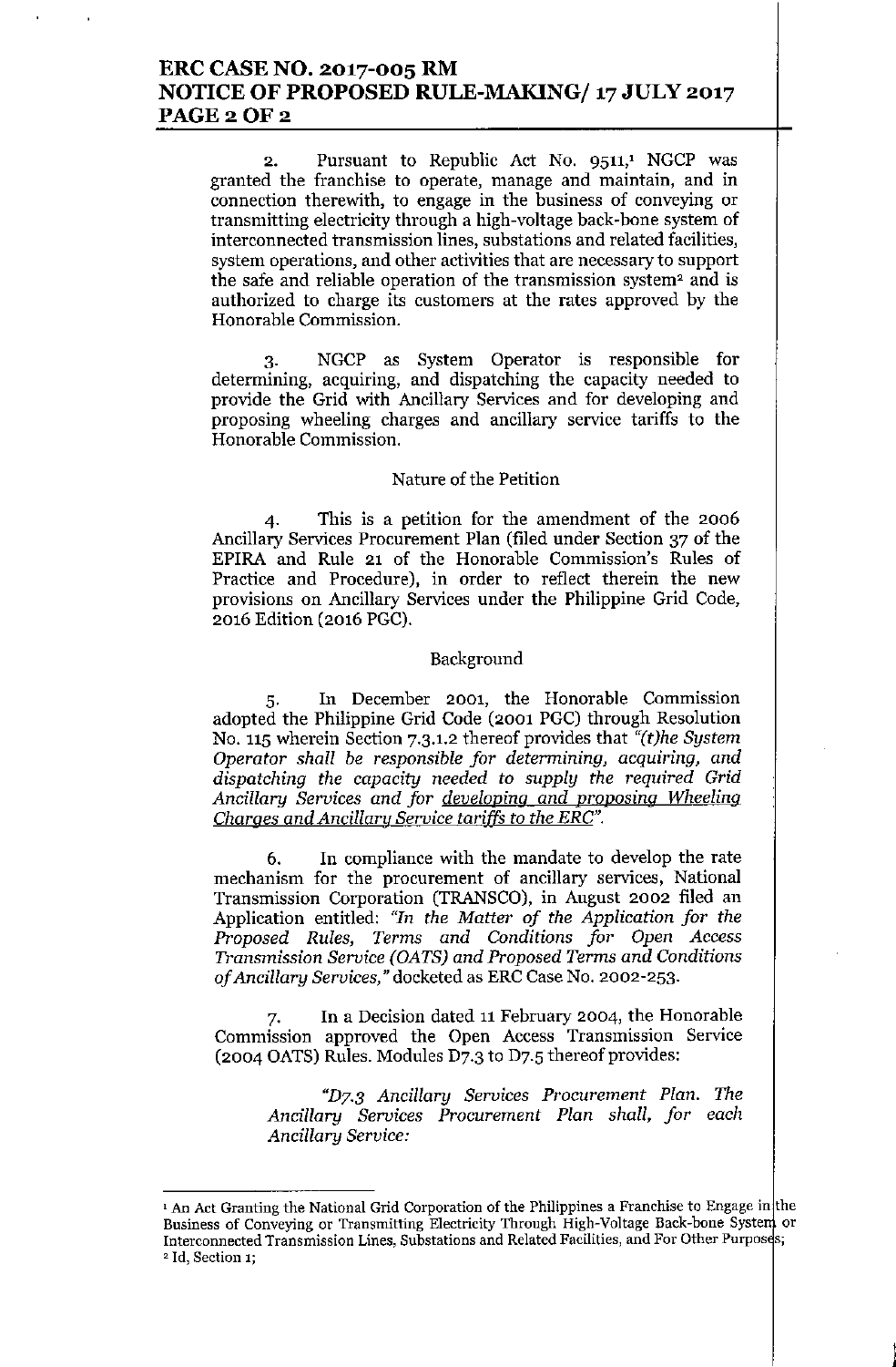2. Pursuant to Republic Act No. 9511,[1] NGCP was granted the franchise to operate, manage and maintain, and in connection therewith, to engage in the business of conveying or transmitting electricity through a high-voltage back-bone system of interconnected transmission lines, substations and related facilities, system operations, and other activities that are necessary to support the safe and reliable operation of the transmission system[2] and is authorized to charge its customers at the rates approved by the Honorable Commission.

3. NGCP as System Operator is responsible for determining, acquiring, and dispatching the capacity needed to provide the Grid with Ancillary Services and for developing and proposing wheeling charges and ancillary service tariffs to the Honorable Commission.

Nature of the Petition

4. This is a petition for the amendment of the 2006 Ancillary Services Procurement Plan (filed under Section 37 of the EPIRA and Rule 21 of the Honorable Commission's Rules of Practice and Procedure), in order to reflect therein the new provisions on Ancillary Services under the Philippine Grid Code, 2016 Edition (2016 PGC).

Background

5. In December 2001, the Honorable Commission adopted the Philippine Grid Code (2001 PGC) through Resolution No. 115 wherein Section 7.3.1.2 thereof provides that *"(t)he System Operator shall be responsible for determining, acquiring, and dispatching the capacity needed to supply the required Grid Ancillary Services and for developing and proposing Wheeling Charges and Ancillary Service tariffs to the ERC".*

6. In compliance with the mandate to develop the rate mechanism for the procurement of ancillary services, National Transmission Corporation (TRANSCO), in August 2002 filed an Application entitled: *"In the Matter of the Application for the Proposed Rules, Terms and Conditions for Open Access Transmission Service (OATS) and Proposed Terms and Conditions of Ancillary Services,"* docketed as ERC Case No. 2002-253.

7. In a Decision dated 11 February 2004, the Honorable Commission approved the Open Access Transmission Service (2004 OATS) Rules. Modules D7.3 to D7.5 thereof provides:

> *"D7.3 Ancillary Services Procurement Plan. The Ancillary Services Procurement Plan shall, for each Ancillary Service:*

---

[1] An Act Granting the National Grid Corporation of the Philippines a Franchise to Engage in the Business of Conveying or Transmitting Electricity Through High-Voltage Back-bone System or Interconnected Transmission Lines, Substations and Related Facilities, and For Other Purposes;

[2] Id, Section 1;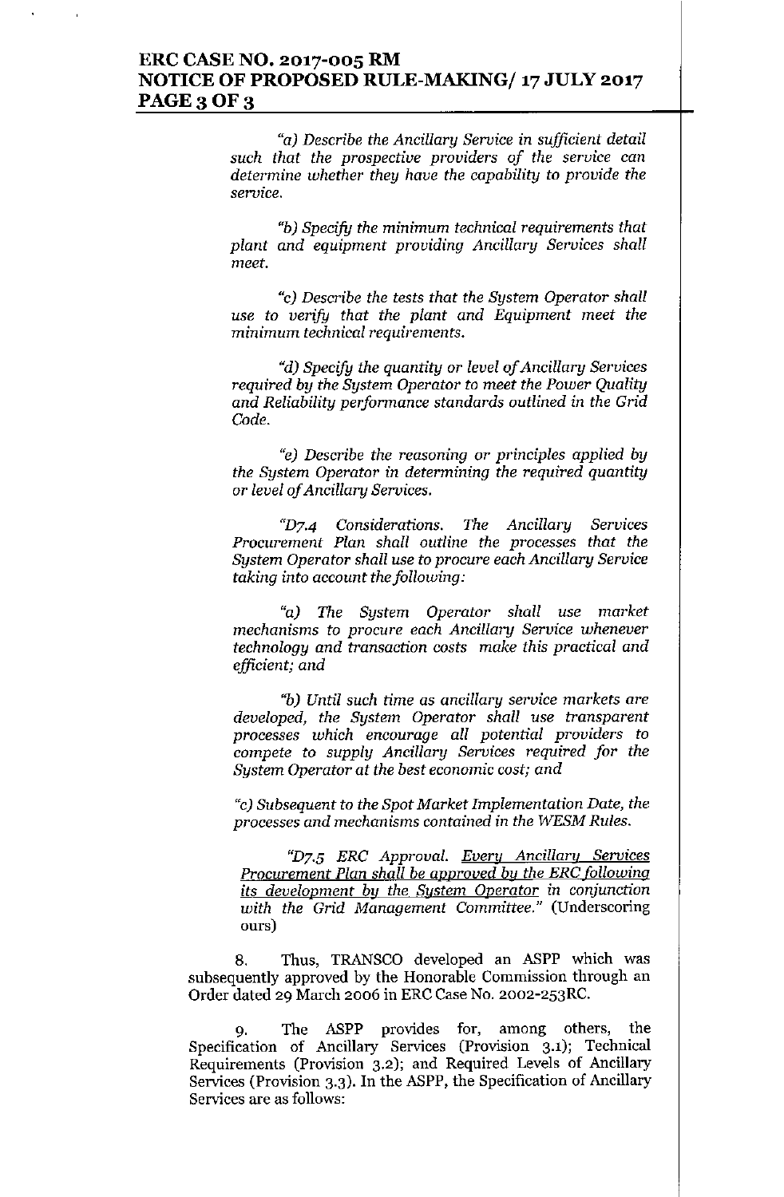*"a) Describe the Ancillary Service in sufficient detail such that the prospective providers of the service can determine whether they have the capability to provide the service.*

*"b) Specify the minimum technical requirements that plant and equipment providing Ancillary Services shall meet.*

*"c) Describe the tests that the System Operator shall use to verify that the plant and Equipment meet the minimum technical requirements.*

*"d) Specify the quantity or level of Ancillary Services required by the System Operator to meet the Power Quality and Reliability performance standards outlined in the Grid Code.*

*"e) Describe the reasoning or principles applied by the System Operator in determining the required quantity or level of Ancillary Services.*

*"D7.4 Considerations. The Ancillary Services Procurement Plan shall outline the processes that the System Operator shall use to procure each Ancillary Service taking into account the following:*

*"a) The System Operator shall use market mechanisms to procure each Ancillary Service whenever technology and transaction costs make this practical and efficient; and*

*"b) Until such time as ancillary service markets are developed, the System Operator shall use transparent processes which encourage all potential providers to compete to supply Ancillary Services required for the System Operator at the best economic cost; and*

*"c) Subsequent to the Spot Market Implementation Date, the processes and mechanisms contained in the WESM Rules.*

*"D7.5 ERC Approval. <u>Every Ancillary Services Procurement Plan shall be approved by the ERC following its development by the System Operator</u> in conjunction with the Grid Management Committee."* (Underscoring ours)

8. Thus, TRANSCO developed an ASPP which was subsequently approved by the Honorable Commission through an Order dated 29 March 2006 in ERC Case No. 2002-253RC.

9. The ASPP provides for, among others, the Specification of Ancillary Services (Provision 3.1); Technical Requirements (Provision 3.2); and Required Levels of Ancillary Services (Provision 3.3). In the ASPP, the Specification of Ancillary Services are as follows: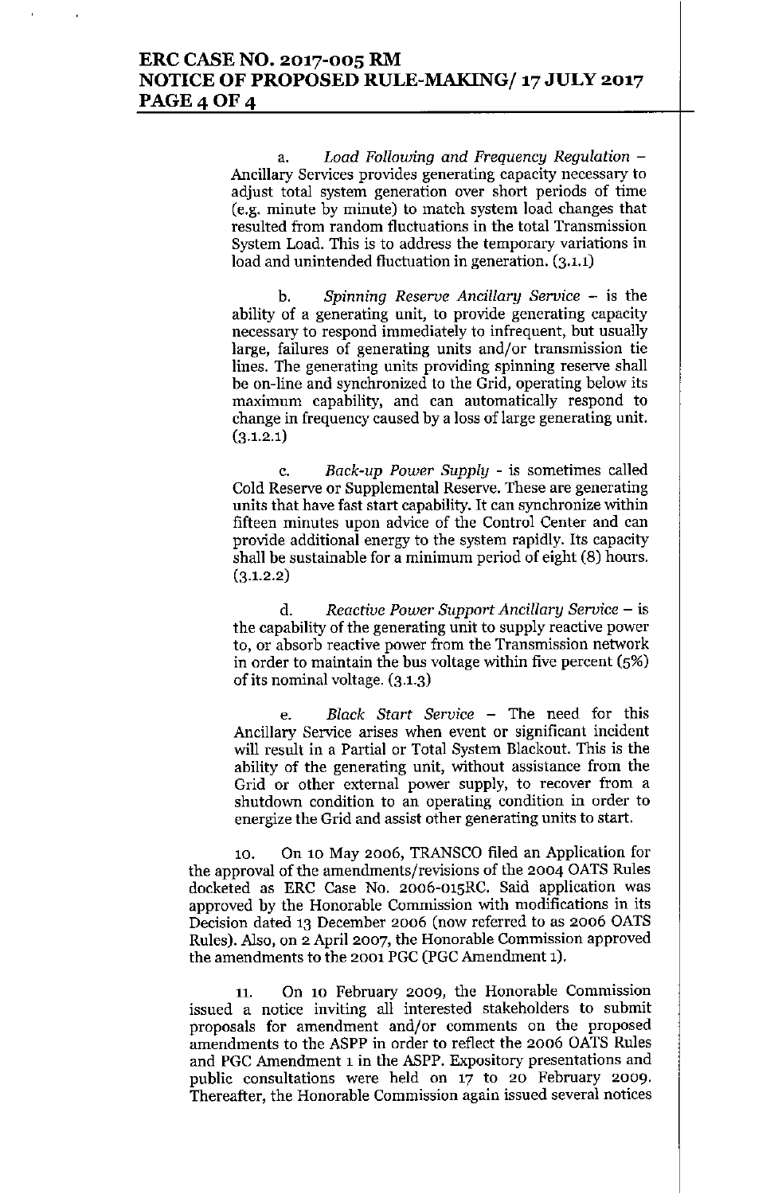a. *Load Following and Frequency Regulation* – Ancillary Services provides generating capacity necessary to adjust total system generation over short periods of time (e.g. minute by minute) to match system load changes that resulted from random fluctuations in the total Transmission System Load. This is to address the temporary variations in load and unintended fluctuation in generation. (3.1.1)

b. *Spinning Reserve Ancillary Service* – is the ability of a generating unit, to provide generating capacity necessary to respond immediately to infrequent, but usually large, failures of generating units and/or transmission tie lines. The generating units providing spinning reserve shall be on-line and synchronized to the Grid, operating below its maximum capability, and can automatically respond to change in frequency caused by a loss of large generating unit. (3.1.2.1)

c. *Back-up Power Supply* - is sometimes called Cold Reserve or Supplemental Reserve. These are generating units that have fast start capability. It can synchronize within fifteen minutes upon advice of the Control Center and can provide additional energy to the system rapidly. Its capacity shall be sustainable for a minimum period of eight (8) hours. (3.1.2.2)

d. *Reactive Power Support Ancillary Service* – is the capability of the generating unit to supply reactive power to, or absorb reactive power from the Transmission network in order to maintain the bus voltage within five percent (5%) of its nominal voltage. (3.1.3)

e. *Black Start Service* – The need for this Ancillary Service arises when event or significant incident will result in a Partial or Total System Blackout. This is the ability of the generating unit, without assistance from the Grid or other external power supply, to recover from a shutdown condition to an operating condition in order to energize the Grid and assist other generating units to start.

10. On 10 May 2006, TRANSCO filed an Application for the approval of the amendments/revisions of the 2004 OATS Rules docketed as ERC Case No. 2006-015RC. Said application was approved by the Honorable Commission with modifications in its Decision dated 13 December 2006 (now referred to as 2006 OATS Rules). Also, on 2 April 2007, the Honorable Commission approved the amendments to the 2001 PGC (PGC Amendment 1).

11. On 10 February 2009, the Honorable Commission issued a notice inviting all interested stakeholders to submit proposals for amendment and/or comments on the proposed amendments to the ASPP in order to reflect the 2006 OATS Rules and PGC Amendment 1 in the ASPP. Expository presentations and public consultations were held on 17 to 20 February 2009. Thereafter, the Honorable Commission again issued several notices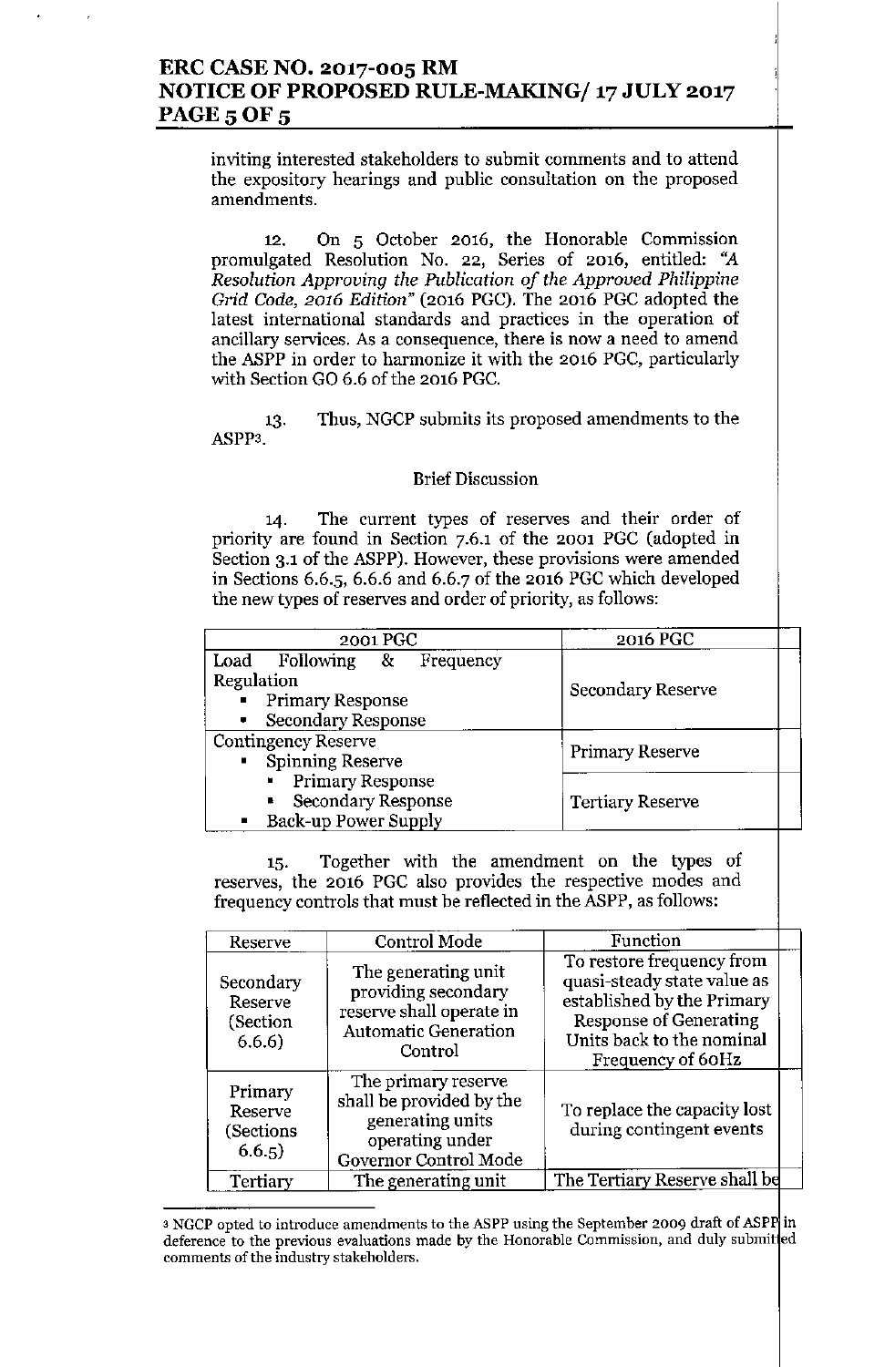inviting interested stakeholders to submit comments and to attend the expository hearings and public consultation on the proposed amendments.

12. On 5 October 2016, the Honorable Commission promulgated Resolution No. 22, Series of 2016, entitled: *"A Resolution Approving the Publication of the Approved Philippine Grid Code, 2016 Edition"* (2016 PGC). The 2016 PGC adopted the latest international standards and practices in the operation of ancillary services. As a consequence, there is now a need to amend the ASPP in order to harmonize it with the 2016 PGC, particularly with Section GO 6.6 of the 2016 PGC.

13. Thus, NGCP submits its proposed amendments to the ASPP[3].

Brief Discussion

14. The current types of reserves and their order of priority are found in Section 7.6.1 of the 2001 PGC (adopted in Section 3.1 of the ASPP). However, these provisions were amended in Sections 6.6.5, 6.6.6 and 6.6.7 of the 2016 PGC which developed the new types of reserves and order of priority, as follows:

| 2001 PGC | 2016 PGC |
|---|---|
| Load Following & Frequency Regulation<br>▪ Primary Response<br>▪ Secondary Response | Secondary Reserve |
| Contingency Reserve<br>▪ Spinning Reserve<br>&nbsp;&nbsp;▪ Primary Response<br>&nbsp;&nbsp;▪ Secondary Response<br>▪ Back-up Power Supply | Primary Reserve<br><br>Tertiary Reserve |

15. Together with the amendment on the types of reserves, the 2016 PGC also provides the respective modes and frequency controls that must be reflected in the ASPP, as follows:

| Reserve | Control Mode | Function |
|---|---|---|
| Secondary Reserve (Section 6.6.6) | The generating unit providing secondary reserve shall operate in Automatic Generation Control | To restore frequency from quasi-steady state value as established by the Primary Response of Generating Units back to the nominal Frequency of 60Hz |
| Primary Reserve (Sections 6.6.5) | The primary reserve shall be provided by the generating units operating under Governor Control Mode | To replace the capacity lost during contingent events |
| Tertiary | The generating unit | The Tertiary Reserve shall be |

[3] NGCP opted to introduce amendments to the ASPP using the September 2009 draft of ASPP in deference to the previous evaluations made by the Honorable Commission, and duly submitted comments of the industry stakeholders.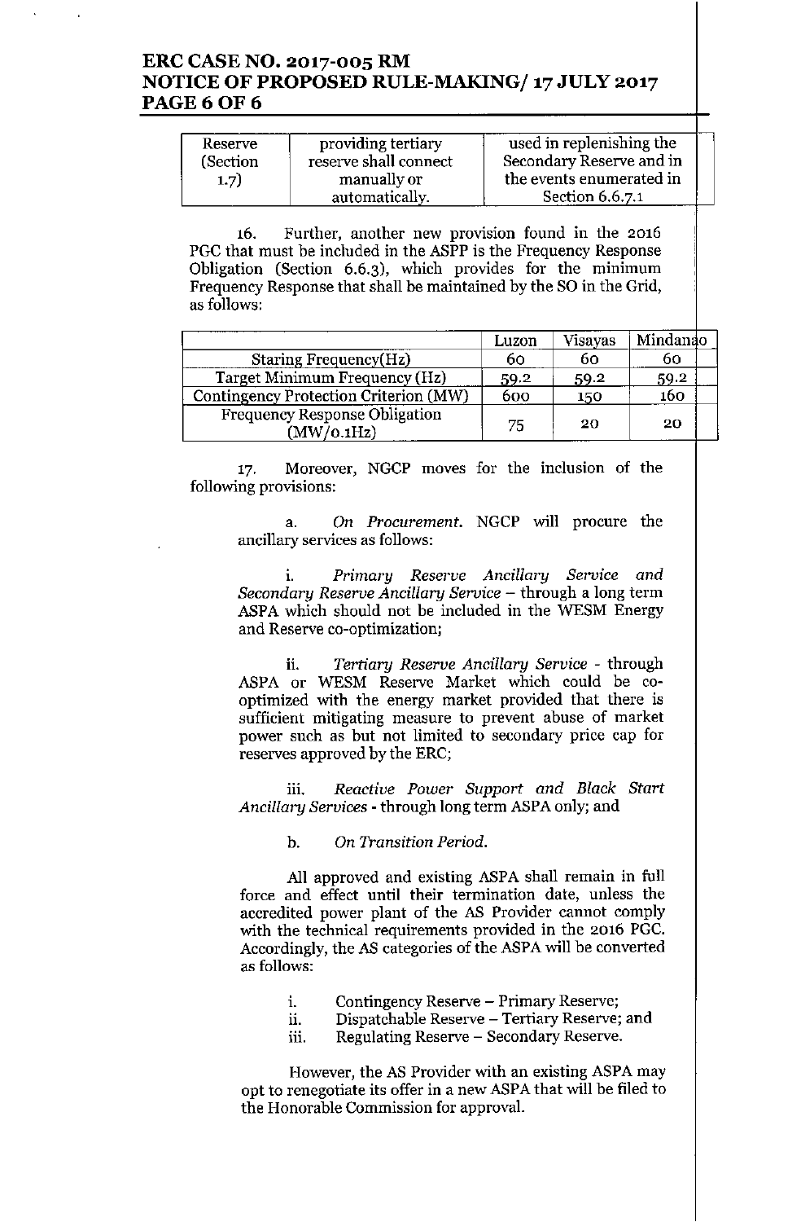| Reserve (Section 1.7) | providing tertiary reserve shall connect manually or automatically. | used in replenishing the Secondary Reserve and in the events enumerated in Section 6.6.7.1 |
|---|---|---|

16. Further, another new provision found in the 2016 PGC that must be included in the ASPP is the Frequency Response Obligation (Section 6.6.3), which provides for the minimum Frequency Response that shall be maintained by the SO in the Grid, as follows:

| | Luzon | Visayas | Mindanao |
|---|---|---|---|
| Staring Frequency(Hz) | 60 | 60 | 60 |
| Target Minimum Frequency (Hz) | 59.2 | 59.2 | 59.2 |
| Contingency Protection Criterion (MW) | 600 | 150 | 160 |
| Frequency Response Obligation (MW/0.1Hz) | 75 | 20 | 20 |

17. Moreover, NGCP moves for the inclusion of the following provisions:

a. *On Procurement.* NGCP will procure the ancillary services as follows:

i. *Primary Reserve Ancillary Service and Secondary Reserve Ancillary Service* – through a long term ASPA which should not be included in the WESM Energy and Reserve co-optimization;

ii. *Tertiary Reserve Ancillary Service* - through ASPA or WESM Reserve Market which could be co-optimized with the energy market provided that there is sufficient mitigating measure to prevent abuse of market power such as but not limited to secondary price cap for reserves approved by the ERC;

iii. *Reactive Power Support and Black Start Ancillary Services* - through long term ASPA only; and

b. *On Transition Period.*

All approved and existing ASPA shall remain in full force and effect until their termination date, unless the accredited power plant of the AS Provider cannot comply with the technical requirements provided in the 2016 PGC. Accordingly, the AS categories of the ASPA will be converted as follows:

i. Contingency Reserve – Primary Reserve;
ii. Dispatchable Reserve – Tertiary Reserve; and
iii. Regulating Reserve – Secondary Reserve.

However, the AS Provider with an existing ASPA may opt to renegotiate its offer in a new ASPA that will be filed to the Honorable Commission for approval.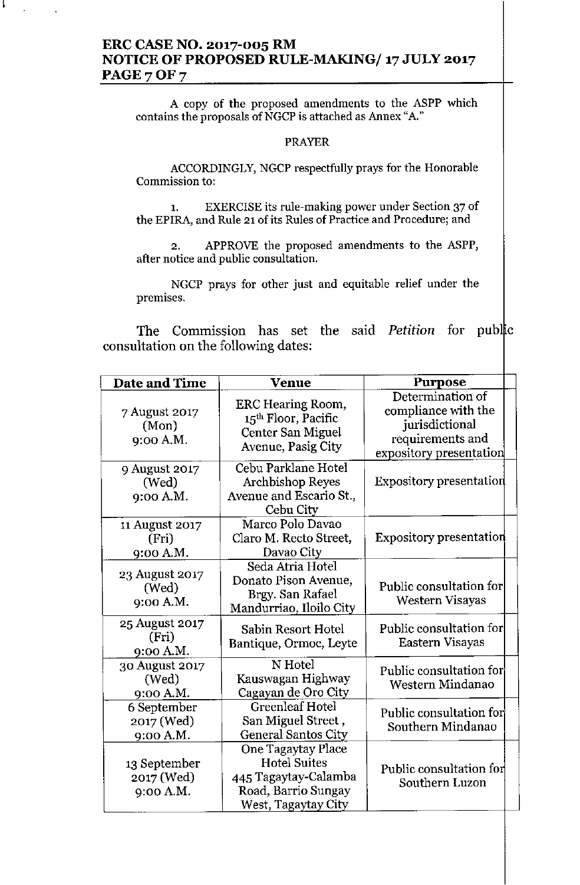A copy of the proposed amendments to the ASPP which contains the proposals of NGCP is attached as Annex "A."

PRAYER

ACCORDINGLY, NGCP respectfully prays for the Honorable Commission to:

1. EXERCISE its rule-making power under Section 37 of the EPIRA, and Rule 21 of its Rules of Practice and Procedure; and

2. APPROVE the proposed amendments to the ASPP, after notice and public consultation.

NGCP prays for other just and equitable relief under the premises.

The Commission has set the said *Petition* for public consultation on the following dates:

| Date and Time | Venue | Purpose |
|---|---|---|
| 7 August 2017 (Mon) 9:00 A.M. | ERC Hearing Room, 15th Floor, Pacific Center San Miguel Avenue, Pasig City | Determination of compliance with the jurisdictional requirements and expository presentation |
| 9 August 2017 (Wed) 9:00 A.M. | Cebu Parklane Hotel Archbishop Reyes Avenue and Escario St., Cebu City | Expository presentation |
| 11 August 2017 (Fri) 9:00 A.M. | Marco Polo Davao Claro M. Recto Street, Davao City | Expository presentation |
| 23 August 2017 (Wed) 9:00 A.M. | Seda Atria Hotel Donato Pison Avenue, Brgy. San Rafael Mandurriao, Iloilo City | Public consultation for Western Visayas |
| 25 August 2017 (Fri) 9:00 A.M. | Sabin Resort Hotel Bantique, Ormoc, Leyte | Public consultation for Eastern Visayas |
| 30 August 2017 (Wed) 9:00 A.M. | N Hotel Kauswagan Highway Cagayan de Oro City | Public consultation for Western Mindanao |
| 6 September 2017 (Wed) 9:00 A.M. | Greenleaf Hotel San Miguel Street, General Santos City | Public consultation for Southern Mindanao |
| 13 September 2017 (Wed) 9:00 A.M. | One Tagaytay Place Hotel Suites 445 Tagaytay-Calamba Road, Barrio Sungay West, Tagaytay City | Public consultation for Southern Luzon |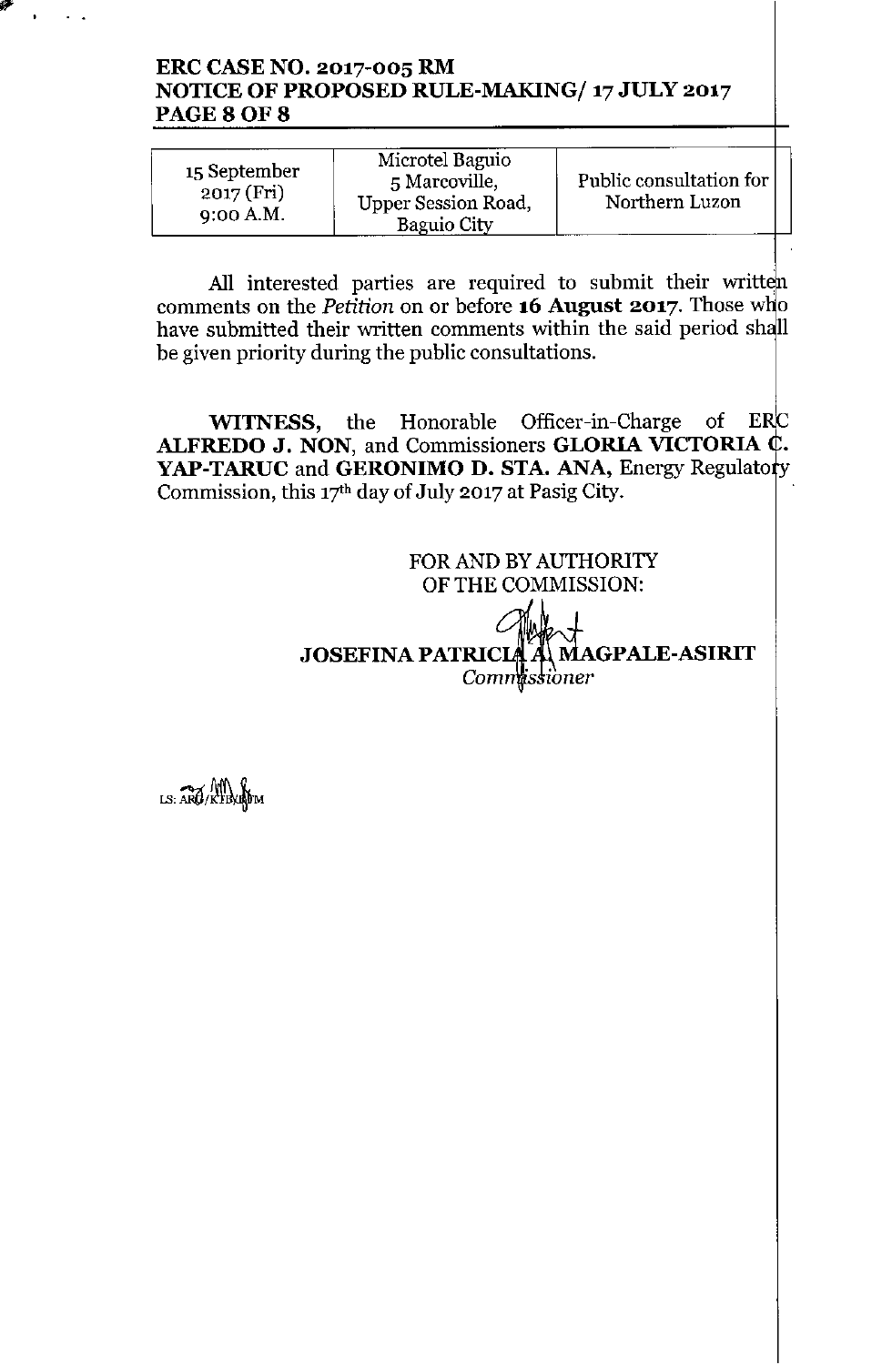| | | |
|---|---|---|
| 15 September 2017 (Fri) 9:00 A.M. | Microtel Baguio 5 Marcoville, Upper Session Road, Baguio City | Public consultation for Northern Luzon |

All interested parties are required to submit their written comments on the *Petition* on or before **16 August 2017**. Those who have submitted their written comments within the said period shall be given priority during the public consultations.

**WITNESS,** the Honorable Officer-in-Charge of ERC **ALFREDO J. NON**, and Commissioners **GLORIA VICTORIA C. YAP-TARUC** and **GERONIMO D. STA. ANA,** Energy Regulatory Commission, this 17th day of July 2017 at Pasig City.

FOR AND BY AUTHORITY
OF THE COMMISSION:

**JOSEFINA PATRICIA A. MAGPALE-ASIRIT**
*Commissioner*

LS: ARG/KFB/LDM